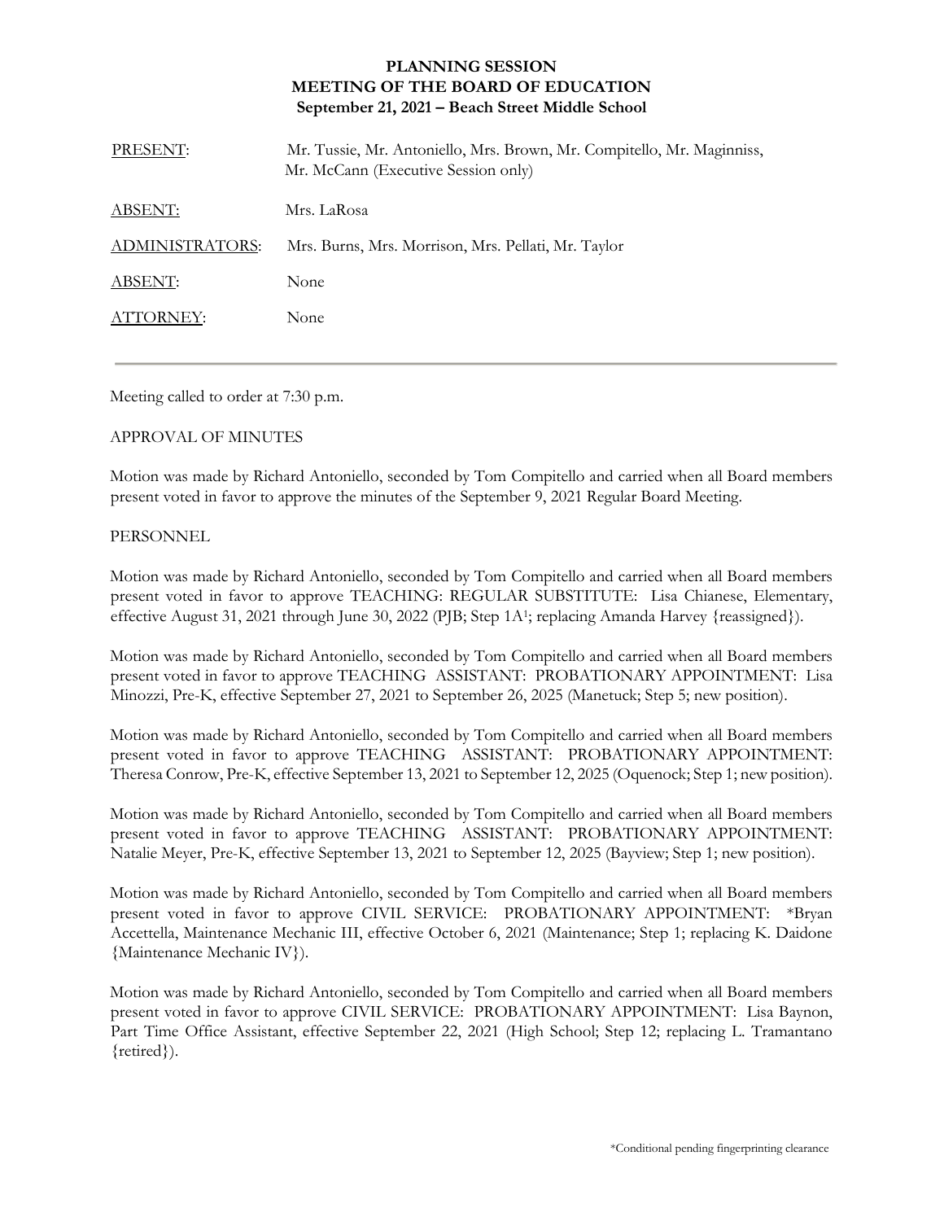**PLANNING SESSION**
**MEETING OF THE BOARD OF EDUCATION**
**September 21, 2021 – Beach Street Middle School**

| | |
|---|---|
| PRESENT: | Mr. Tussie, Mr. Antoniello, Mrs. Brown, Mr. Compitello, Mr. Maginniss, Mr. McCann (Executive Session only) |
| ABSENT: | Mrs. LaRosa |
| ADMINISTRATORS: | Mrs. Burns, Mrs. Morrison, Mrs. Pellati, Mr. Taylor |
| ABSENT: | None |
| ATTORNEY: | None |

---

Meeting called to order at 7:30 p.m.

APPROVAL OF MINUTES

Motion was made by Richard Antoniello, seconded by Tom Compitello and carried when all Board members present voted in favor to approve the minutes of the September 9, 2021 Regular Board Meeting.

PERSONNEL

Motion was made by Richard Antoniello, seconded by Tom Compitello and carried when all Board members present voted in favor to approve TEACHING: REGULAR SUBSTITUTE: Lisa Chianese, Elementary, effective August 31, 2021 through June 30, 2022 (PJB; Step 1A[1]; replacing Amanda Harvey {reassigned}).

Motion was made by Richard Antoniello, seconded by Tom Compitello and carried when all Board members present voted in favor to approve TEACHING ASSISTANT: PROBATIONARY APPOINTMENT: Lisa Minozzi, Pre-K, effective September 27, 2021 to September 26, 2025 (Manetuck; Step 5; new position).

Motion was made by Richard Antoniello, seconded by Tom Compitello and carried when all Board members present voted in favor to approve TEACHING ASSISTANT: PROBATIONARY APPOINTMENT: Theresa Conrow, Pre-K, effective September 13, 2021 to September 12, 2025 (Oquenock; Step 1; new position).

Motion was made by Richard Antoniello, seconded by Tom Compitello and carried when all Board members present voted in favor to approve TEACHING ASSISTANT: PROBATIONARY APPOINTMENT: Natalie Meyer, Pre-K, effective September 13, 2021 to September 12, 2025 (Bayview; Step 1; new position).

Motion was made by Richard Antoniello, seconded by Tom Compitello and carried when all Board members present voted in favor to approve CIVIL SERVICE: PROBATIONARY APPOINTMENT: *Bryan Accettella, Maintenance Mechanic III, effective October 6, 2021 (Maintenance; Step 1; replacing K. Daidone {Maintenance Mechanic IV}).

Motion was made by Richard Antoniello, seconded by Tom Compitello and carried when all Board members present voted in favor to approve CIVIL SERVICE: PROBATIONARY APPOINTMENT: Lisa Baynon, Part Time Office Assistant, effective September 22, 2021 (High School; Step 12; replacing L. Tramantano {retired}).

*Conditional pending fingerprinting clearance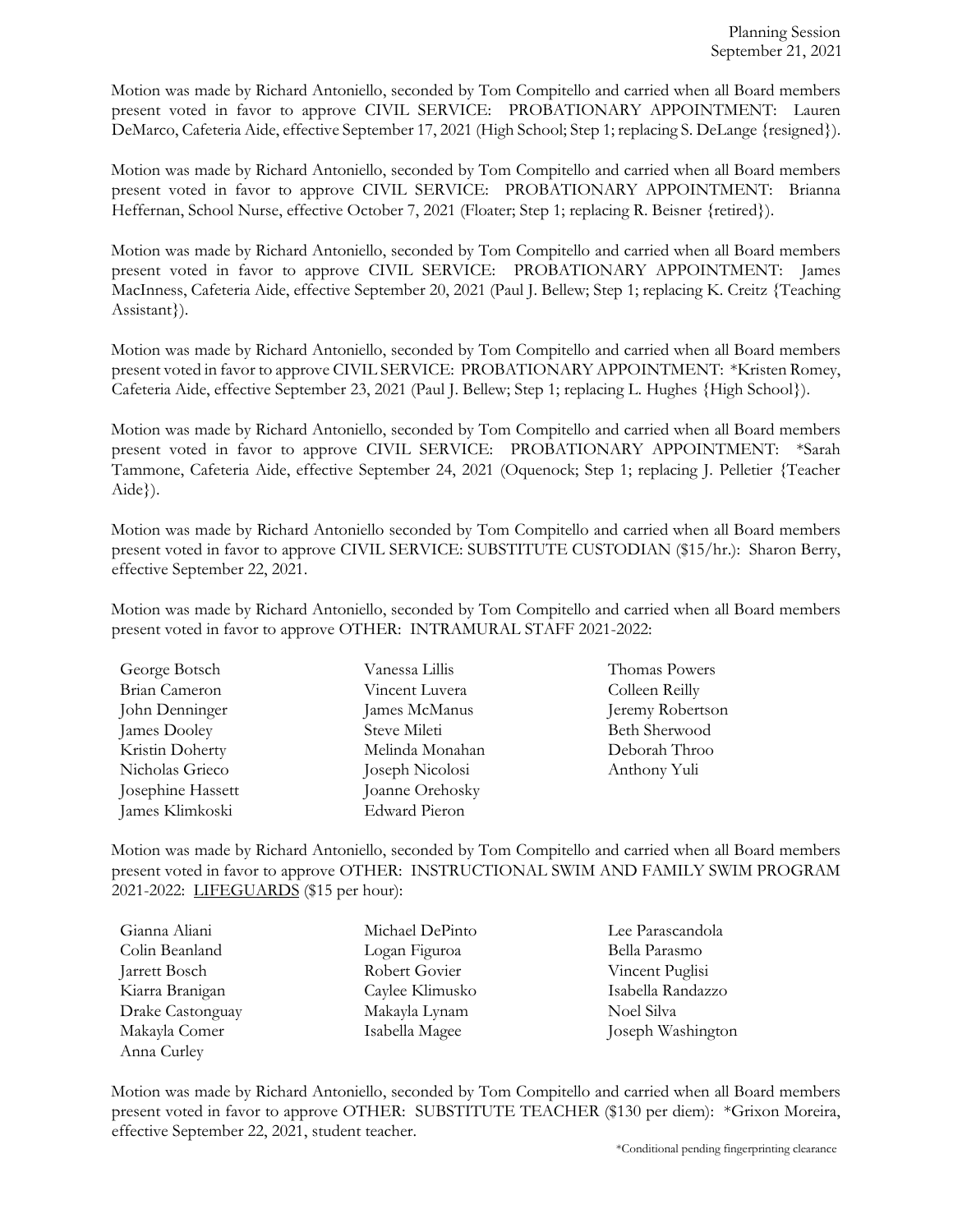Motion was made by Richard Antoniello, seconded by Tom Compitello and carried when all Board members present voted in favor to approve CIVIL SERVICE: PROBATIONARY APPOINTMENT: Lauren DeMarco, Cafeteria Aide, effective September 17, 2021 (High School; Step 1; replacing S. DeLange {resigned}).

Motion was made by Richard Antoniello, seconded by Tom Compitello and carried when all Board members present voted in favor to approve CIVIL SERVICE: PROBATIONARY APPOINTMENT: Brianna Heffernan, School Nurse, effective October 7, 2021 (Floater; Step 1; replacing R. Beisner {retired}).

Motion was made by Richard Antoniello, seconded by Tom Compitello and carried when all Board members present voted in favor to approve CIVIL SERVICE: PROBATIONARY APPOINTMENT: James MacInness, Cafeteria Aide, effective September 20, 2021 (Paul J. Bellew; Step 1; replacing K. Creitz {Teaching Assistant}).

Motion was made by Richard Antoniello, seconded by Tom Compitello and carried when all Board members present voted in favor to approve CIVIL SERVICE: PROBATIONARY APPOINTMENT: *Kristen Romey, Cafeteria Aide, effective September 23, 2021 (Paul J. Bellew; Step 1; replacing L. Hughes {High School}).

Motion was made by Richard Antoniello, seconded by Tom Compitello and carried when all Board members present voted in favor to approve CIVIL SERVICE: PROBATIONARY APPOINTMENT: *Sarah Tammone, Cafeteria Aide, effective September 24, 2021 (Oquenock; Step 1; replacing J. Pelletier {Teacher Aide}).

Motion was made by Richard Antoniello seconded by Tom Compitello and carried when all Board members present voted in favor to approve CIVIL SERVICE: SUBSTITUTE CUSTODIAN ($15/hr.): Sharon Berry, effective September 22, 2021.

Motion was made by Richard Antoniello, seconded by Tom Compitello and carried when all Board members present voted in favor to approve OTHER: INTRAMURAL STAFF 2021-2022:

George Botsch
Brian Cameron
John Denninger
James Dooley
Kristin Doherty
Nicholas Grieco
Josephine Hassett
James Klimkoski
Vanessa Lillis
Vincent Luvera
James McManus
Steve Mileti
Melinda Monahan
Joseph Nicolosi
Joanne Orehosky
Edward Pieron
Thomas Powers
Colleen Reilly
Jeremy Robertson
Beth Sherwood
Deborah Throo
Anthony Yuli

Motion was made by Richard Antoniello, seconded by Tom Compitello and carried when all Board members present voted in favor to approve OTHER: INSTRUCTIONAL SWIM AND FAMILY SWIM PROGRAM 2021-2022: <u>LIFEGUARDS</u> ($15 per hour):

Gianna Aliani
Colin Beanland
Jarrett Bosch
Kiarra Branigan
Drake Castonguay
Makayla Comer
Anna Curley
Michael DePinto
Logan Figuroa
Robert Govier
Caylee Klimusko
Makayla Lynam
Isabella Magee
Lee Parascandola
Bella Parasmo
Vincent Puglisi
Isabella Randazzo
Noel Silva
Joseph Washington

Motion was made by Richard Antoniello, seconded by Tom Compitello and carried when all Board members present voted in favor to approve OTHER: SUBSTITUTE TEACHER ($130 per diem): *Grixon Moreira, effective September 22, 2021, student teacher.

*Conditional pending fingerprinting clearance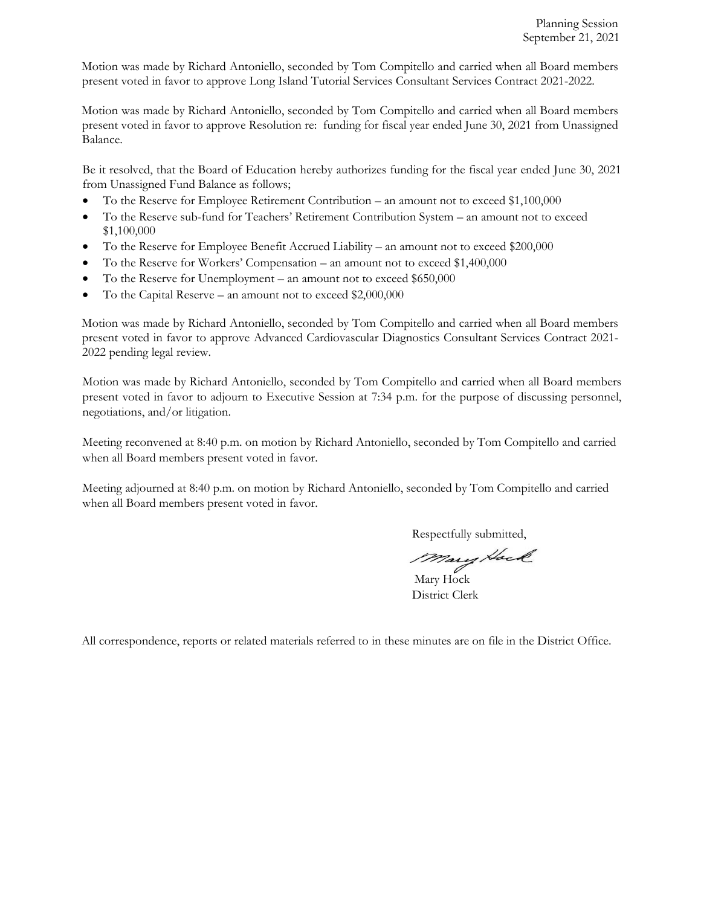Motion was made by Richard Antoniello, seconded by Tom Compitello and carried when all Board members present voted in favor to approve Long Island Tutorial Services Consultant Services Contract 2021-2022.

Motion was made by Richard Antoniello, seconded by Tom Compitello and carried when all Board members present voted in favor to approve Resolution re: funding for fiscal year ended June 30, 2021 from Unassigned Balance.

Be it resolved, that the Board of Education hereby authorizes funding for the fiscal year ended June 30, 2021 from Unassigned Fund Balance as follows;

- To the Reserve for Employee Retirement Contribution – an amount not to exceed $1,100,000
- To the Reserve sub-fund for Teachers' Retirement Contribution System – an amount not to exceed $1,100,000
- To the Reserve for Employee Benefit Accrued Liability – an amount not to exceed $200,000
- To the Reserve for Workers' Compensation – an amount not to exceed $1,400,000
- To the Reserve for Unemployment – an amount not to exceed $650,000
- To the Capital Reserve – an amount not to exceed $2,000,000

Motion was made by Richard Antoniello, seconded by Tom Compitello and carried when all Board members present voted in favor to approve Advanced Cardiovascular Diagnostics Consultant Services Contract 2021-2022 pending legal review.

Motion was made by Richard Antoniello, seconded by Tom Compitello and carried when all Board members present voted in favor to adjourn to Executive Session at 7:34 p.m. for the purpose of discussing personnel, negotiations, and/or litigation.

Meeting reconvened at 8:40 p.m. on motion by Richard Antoniello, seconded by Tom Compitello and carried when all Board members present voted in favor.

Meeting adjourned at 8:40 p.m. on motion by Richard Antoniello, seconded by Tom Compitello and carried when all Board members present voted in favor.

Respectfully submitted,

Mary Hock
District Clerk

All correspondence, reports or related materials referred to in these minutes are on file in the District Office.